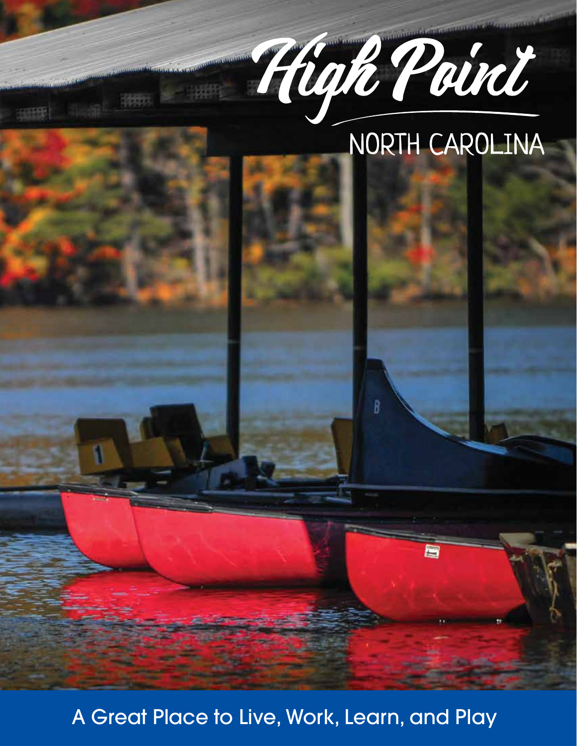# High Point

## NORTH CAROLINA

A Great Place to Live, Work, Learn, and Play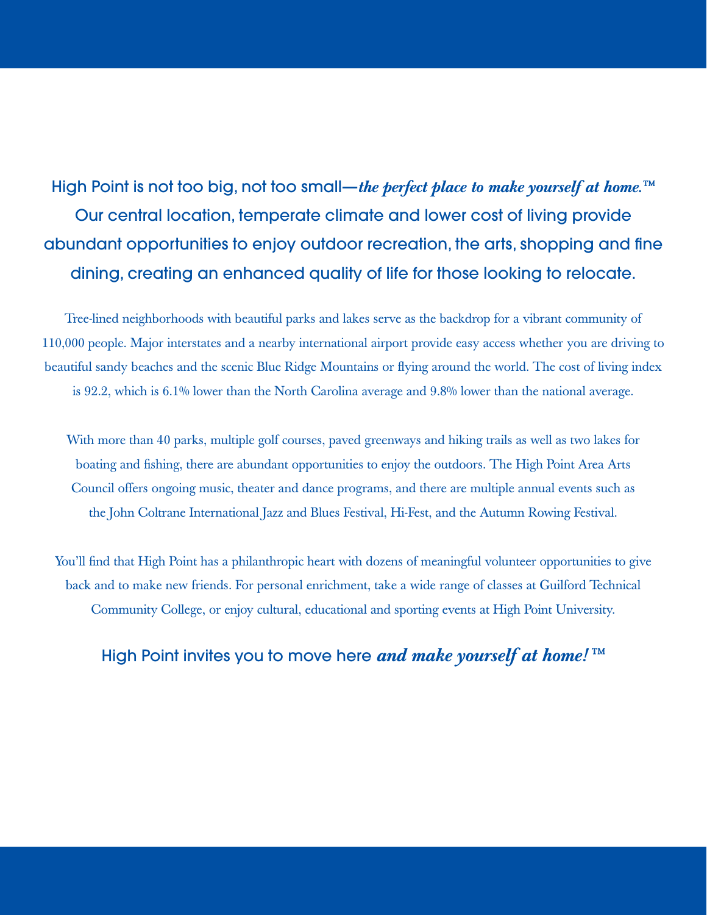High Point is not too big, not too small—***the perfect place to make yourself at home.™*** Our central location, temperate climate and lower cost of living provide abundant opportunities to enjoy outdoor recreation, the arts, shopping and fine dining, creating an enhanced quality of life for those looking to relocate.

Tree-lined neighborhoods with beautiful parks and lakes serve as the backdrop for a vibrant community of 110,000 people. Major interstates and a nearby international airport provide easy access whether you are driving to beautiful sandy beaches and the scenic Blue Ridge Mountains or flying around the world. The cost of living index is 92.2, which is 6.1% lower than the North Carolina average and 9.8% lower than the national average.

With more than 40 parks, multiple golf courses, paved greenways and hiking trails as well as two lakes for boating and fishing, there are abundant opportunities to enjoy the outdoors. The High Point Area Arts Council offers ongoing music, theater and dance programs, and there are multiple annual events such as the John Coltrane International Jazz and Blues Festival, Hi-Fest, and the Autumn Rowing Festival.

You'll find that High Point has a philanthropic heart with dozens of meaningful volunteer opportunities to give back and to make new friends. For personal enrichment, take a wide range of classes at Guilford Technical Community College, or enjoy cultural, educational and sporting events at High Point University.

High Point invites you to move here ***and make yourself at home!™***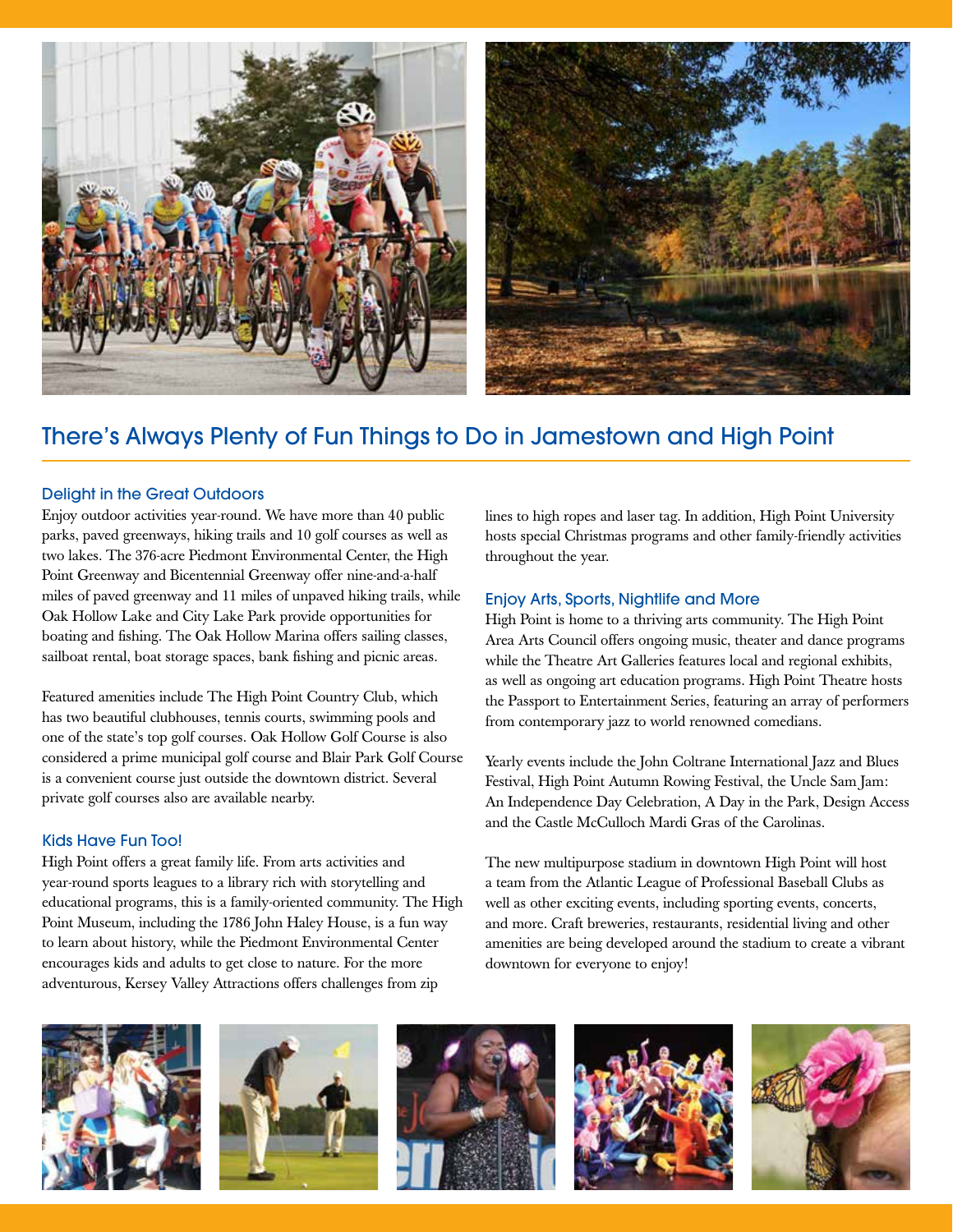## There's Always Plenty of Fun Things to Do in Jamestown and High Point

### Delight in the Great Outdoors

Enjoy outdoor activities year-round. We have more than 40 public parks, paved greenways, hiking trails and 10 golf courses as well as two lakes. The 376-acre Piedmont Environmental Center, the High Point Greenway and Bicentennial Greenway offer nine-and-a-half miles of paved greenway and 11 miles of unpaved hiking trails, while Oak Hollow Lake and City Lake Park provide opportunities for boating and fishing. The Oak Hollow Marina offers sailing classes, sailboat rental, boat storage spaces, bank fishing and picnic areas.

Featured amenities include The High Point Country Club, which has two beautiful clubhouses, tennis courts, swimming pools and one of the state's top golf courses. Oak Hollow Golf Course is also considered a prime municipal golf course and Blair Park Golf Course is a convenient course just outside the downtown district. Several private golf courses also are available nearby.

### Kids Have Fun Too!

High Point offers a great family life. From arts activities and year-round sports leagues to a library rich with storytelling and educational programs, this is a family-oriented community. The High Point Museum, including the 1786 John Haley House, is a fun way to learn about history, while the Piedmont Environmental Center encourages kids and adults to get close to nature. For the more adventurous, Kersey Valley Attractions offers challenges from zip lines to high ropes and laser tag. In addition, High Point University hosts special Christmas programs and other family-friendly activities throughout the year.

### Enjoy Arts, Sports, Nightlife and More

High Point is home to a thriving arts community. The High Point Area Arts Council offers ongoing music, theater and dance programs while the Theatre Art Galleries features local and regional exhibits, as well as ongoing art education programs. High Point Theatre hosts the Passport to Entertainment Series, featuring an array of performers from contemporary jazz to world renowned comedians.

Yearly events include the John Coltrane International Jazz and Blues Festival, High Point Autumn Rowing Festival, the Uncle Sam Jam: An Independence Day Celebration, A Day in the Park, Design Access and the Castle McCulloch Mardi Gras of the Carolinas.

The new multipurpose stadium in downtown High Point will host a team from the Atlantic League of Professional Baseball Clubs as well as other exciting events, including sporting events, concerts, and more. Craft breweries, restaurants, residential living and other amenities are being developed around the stadium to create a vibrant downtown for everyone to enjoy!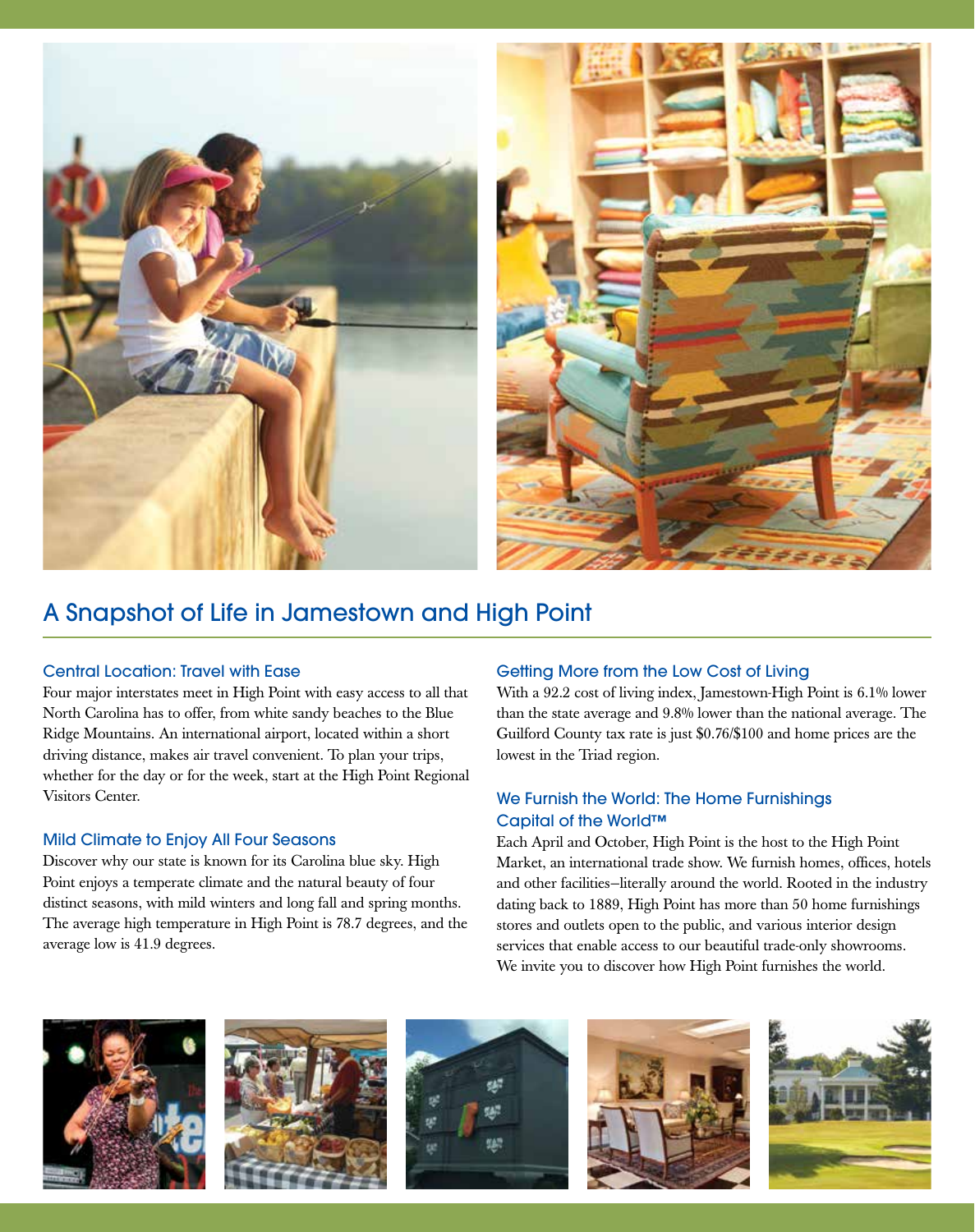## A Snapshot of Life in Jamestown and High Point

### Central Location: Travel with Ease

Four major interstates meet in High Point with easy access to all that North Carolina has to offer, from white sandy beaches to the Blue Ridge Mountains. An international airport, located within a short driving distance, makes air travel convenient. To plan your trips, whether for the day or for the week, start at the High Point Regional Visitors Center.

### Mild Climate to Enjoy All Four Seasons

Discover why our state is known for its Carolina blue sky. High Point enjoys a temperate climate and the natural beauty of four distinct seasons, with mild winters and long fall and spring months. The average high temperature in High Point is 78.7 degrees, and the average low is 41.9 degrees.

### Getting More from the Low Cost of Living

With a 92.2 cost of living index, Jamestown-High Point is 6.1% lower than the state average and 9.8% lower than the national average. The Guilford County tax rate is just $0.76/$100 and home prices are the lowest in the Triad region.

### We Furnish the World: The Home Furnishings Capital of the World™

Each April and October, High Point is the host to the High Point Market, an international trade show. We furnish homes, offices, hotels and other facilities–literally around the world. Rooted in the industry dating back to 1889, High Point has more than 50 home furnishings stores and outlets open to the public, and various interior design services that enable access to our beautiful trade-only showrooms. We invite you to discover how High Point furnishes the world.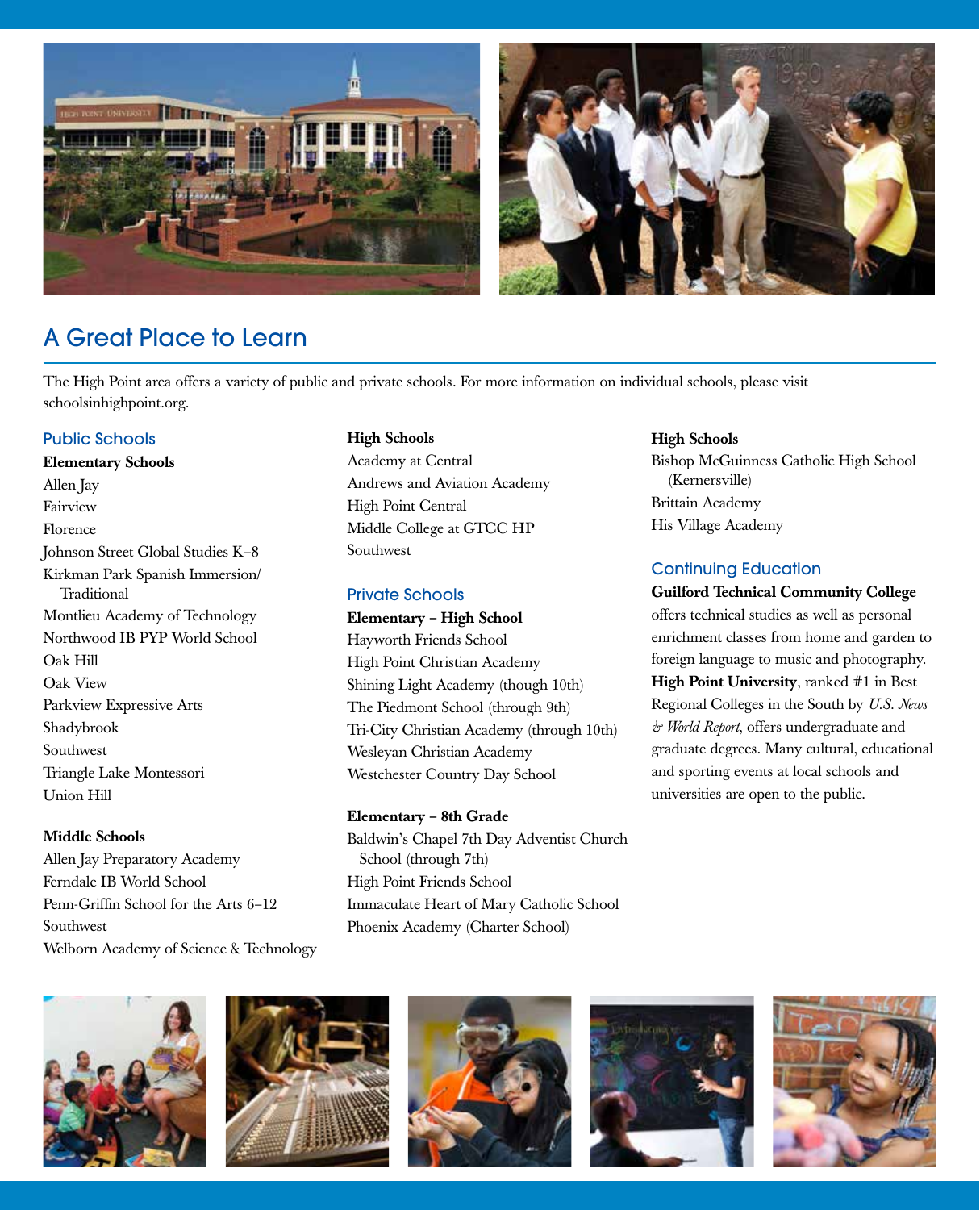## A Great Place to Learn

The High Point area offers a variety of public and private schools. For more information on individual schools, please visit schoolsinhighpoint.org.

### Public Schools

**Elementary Schools**

Allen Jay
Fairview
Florence
Johnson Street Global Studies K–8
Kirkman Park Spanish Immersion/Traditional
Montlieu Academy of Technology
Northwood IB PYP World School
Oak Hill
Oak View
Parkview Expressive Arts
Shadybrook
Southwest
Triangle Lake Montessori
Union Hill

**Middle Schools**

Allen Jay Preparatory Academy
Ferndale IB World School
Penn-Griffin School for the Arts 6–12
Southwest
Welborn Academy of Science & Technology

**High Schools**

Academy at Central
Andrews and Aviation Academy
High Point Central
Middle College at GTCC HP
Southwest

### Private Schools

**Elementary – High School**

Hayworth Friends School
High Point Christian Academy
Shining Light Academy (though 10th)
The Piedmont School (through 9th)
Tri-City Christian Academy (through 10th)
Wesleyan Christian Academy
Westchester Country Day School

**Elementary – 8th Grade**

Baldwin's Chapel 7th Day Adventist Church School (through 7th)
High Point Friends School
Immaculate Heart of Mary Catholic School
Phoenix Academy (Charter School)

**High Schools**

Bishop McGuinness Catholic High School (Kernersville)
Brittain Academy
His Village Academy

### Continuing Education

**Guilford Technical Community College** offers technical studies as well as personal enrichment classes from home and garden to foreign language to music and photography. **High Point University**, ranked #1 in Best Regional Colleges in the South by *U.S. News & World Report*, offers undergraduate and graduate degrees. Many cultural, educational and sporting events at local schools and universities are open to the public.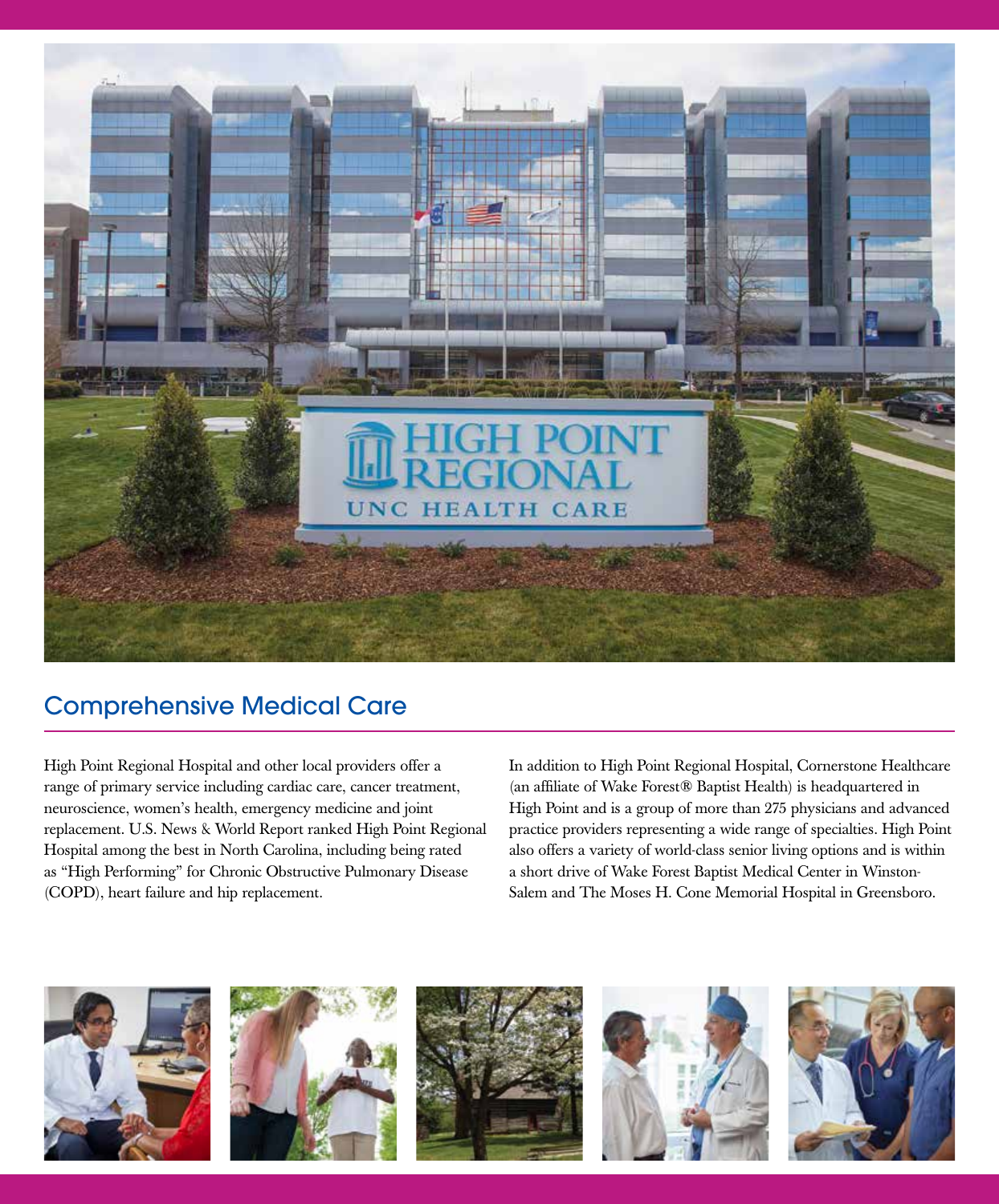## Comprehensive Medical Care

High Point Regional Hospital and other local providers offer a range of primary service including cardiac care, cancer treatment, neuroscience, women's health, emergency medicine and joint replacement. U.S. News & World Report ranked High Point Regional Hospital among the best in North Carolina, including being rated as "High Performing" for Chronic Obstructive Pulmonary Disease (COPD), heart failure and hip replacement.

In addition to High Point Regional Hospital, Cornerstone Healthcare (an affiliate of Wake Forest® Baptist Health) is headquartered in High Point and is a group of more than 275 physicians and advanced practice providers representing a wide range of specialties. High Point also offers a variety of world-class senior living options and is within a short drive of Wake Forest Baptist Medical Center in Winston-Salem and The Moses H. Cone Memorial Hospital in Greensboro.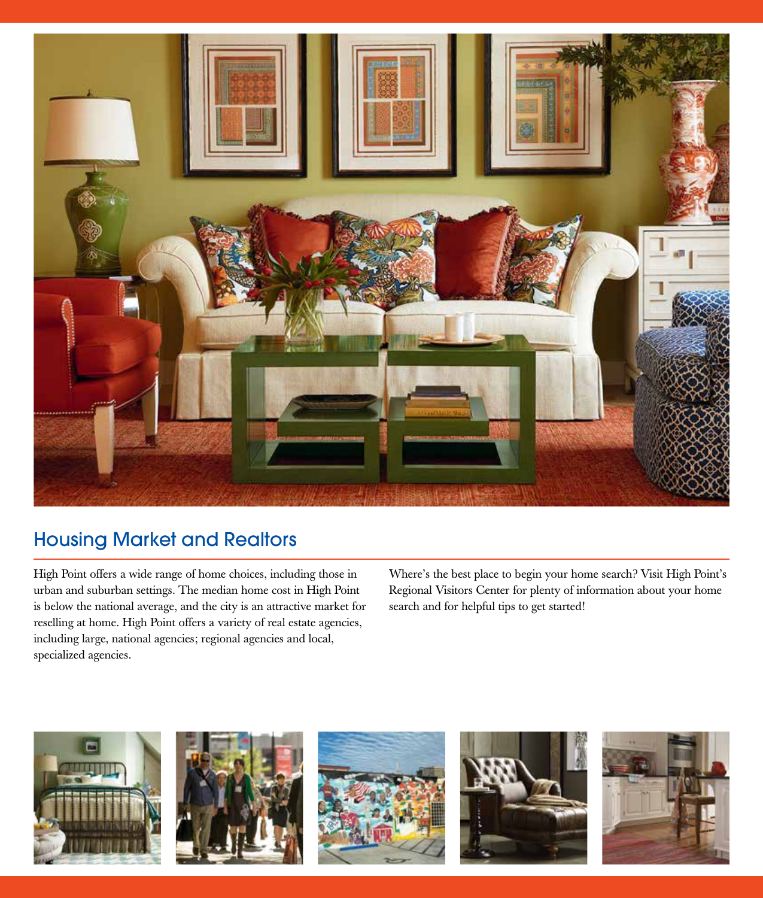## Housing Market and Realtors

High Point offers a wide range of home choices, including those in urban and suburban settings. The median home cost in High Point is below the national average, and the city is an attractive market for reselling at home. High Point offers a variety of real estate agencies, including large, national agencies; regional agencies and local, specialized agencies.

Where's the best place to begin your home search? Visit High Point's Regional Visitors Center for plenty of information about your home search and for helpful tips to get started!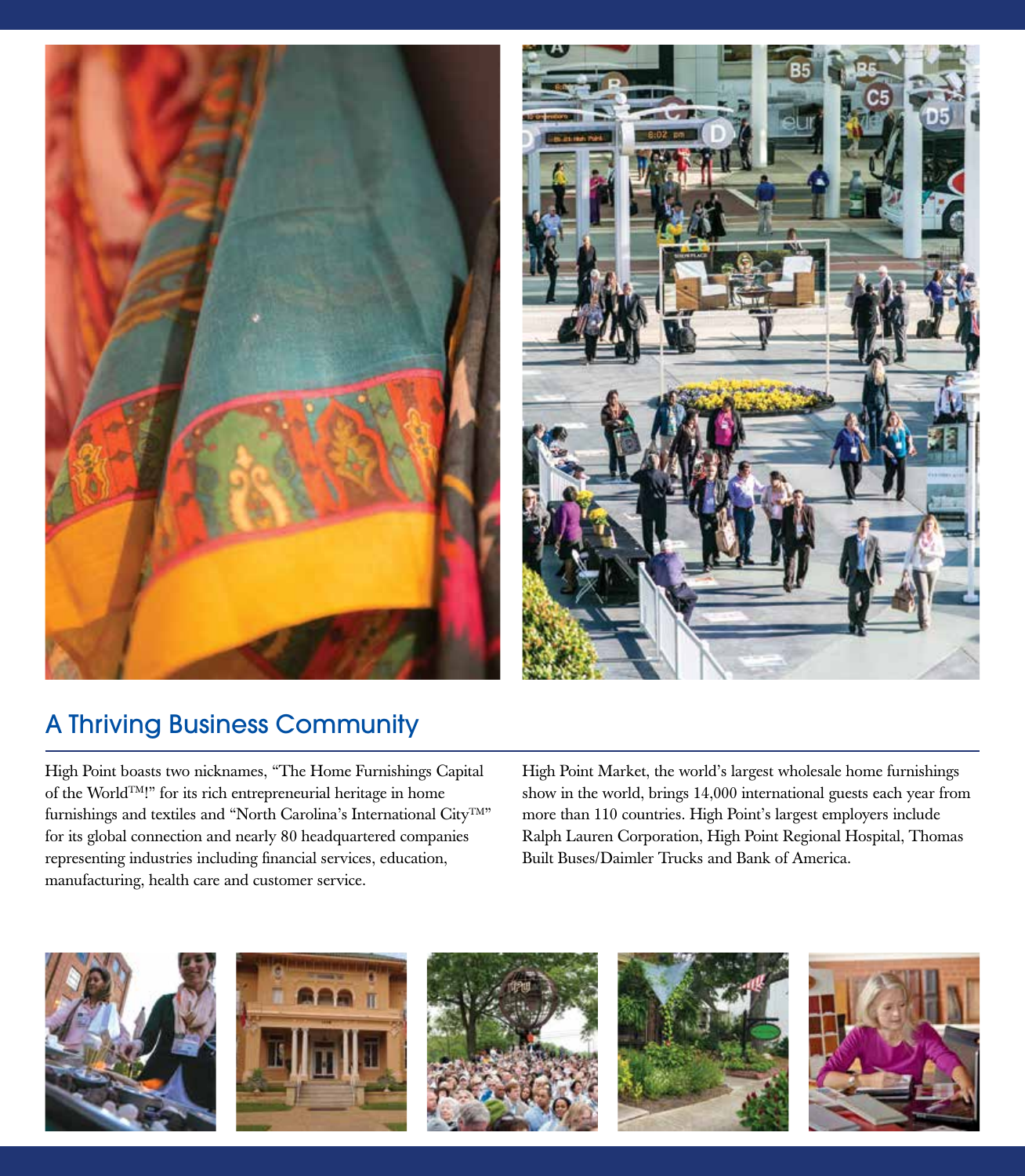## A Thriving Business Community

High Point boasts two nicknames, "The Home Furnishings Capital of the World™!" for its rich entrepreneurial heritage in home furnishings and textiles and "North Carolina's International City™" for its global connection and nearly 80 headquartered companies representing industries including financial services, education, manufacturing, health care and customer service.

High Point Market, the world's largest wholesale home furnishings show in the world, brings 14,000 international guests each year from more than 110 countries. High Point's largest employers include Ralph Lauren Corporation, High Point Regional Hospital, Thomas Built Buses/Daimler Trucks and Bank of America.